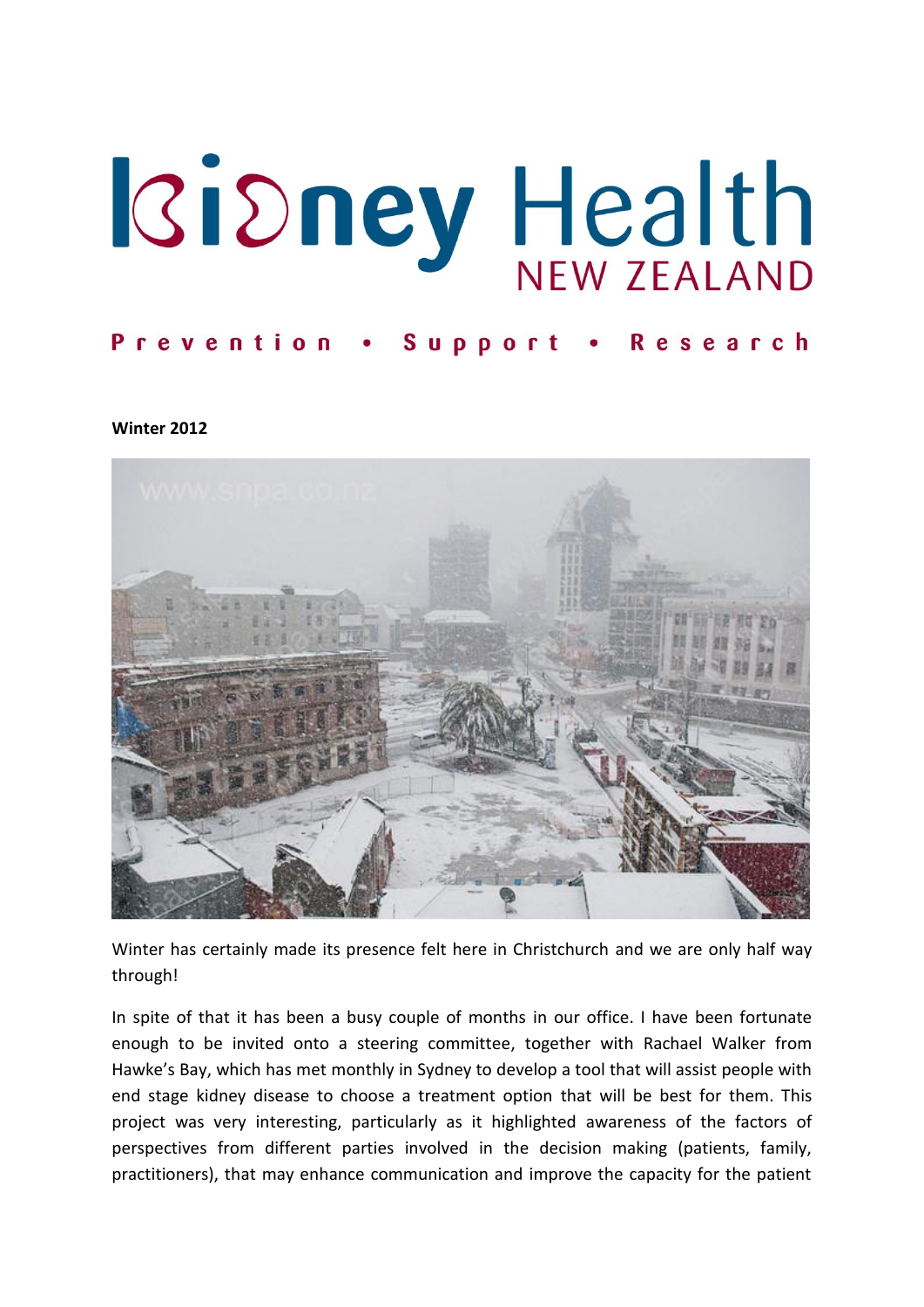# Kidney Health NEW ZEALAND

**Prevention • Support • Research**

**Winter 2012**

Winter has certainly made its presence felt here in Christchurch and we are only half way through!

In spite of that it has been a busy couple of months in our office. I have been fortunate enough to be invited onto a steering committee, together with Rachael Walker from Hawke's Bay, which has met monthly in Sydney to develop a tool that will assist people with end stage kidney disease to choose a treatment option that will be best for them. This project was very interesting, particularly as it highlighted awareness of the factors of perspectives from different parties involved in the decision making (patients, family, practitioners), that may enhance communication and improve the capacity for the patient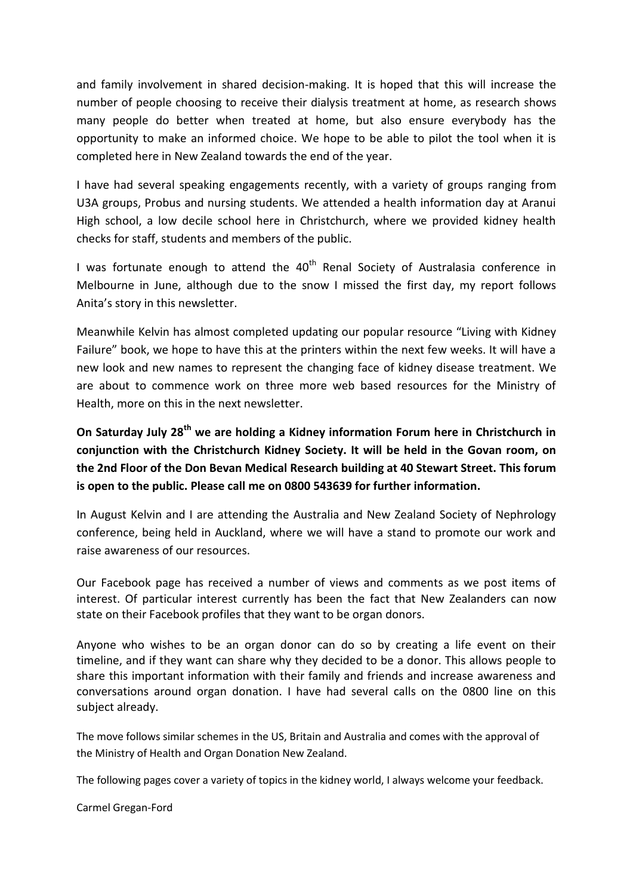and family involvement in shared decision-making. It is hoped that this will increase the number of people choosing to receive their dialysis treatment at home, as research shows many people do better when treated at home, but also ensure everybody has the opportunity to make an informed choice. We hope to be able to pilot the tool when it is completed here in New Zealand towards the end of the year.

I have had several speaking engagements recently, with a variety of groups ranging from U3A groups, Probus and nursing students. We attended a health information day at Aranui High school, a low decile school here in Christchurch, where we provided kidney health checks for staff, students and members of the public.

I was fortunate enough to attend the 40th Renal Society of Australasia conference in Melbourne in June, although due to the snow I missed the first day, my report follows Anita's story in this newsletter.

Meanwhile Kelvin has almost completed updating our popular resource "Living with Kidney Failure" book, we hope to have this at the printers within the next few weeks. It will have a new look and new names to represent the changing face of kidney disease treatment. We are about to commence work on three more web based resources for the Ministry of Health, more on this in the next newsletter.

**On Saturday July 28th we are holding a Kidney information Forum here in Christchurch in conjunction with the Christchurch Kidney Society. It will be held in the Govan room, on the 2nd Floor of the Don Bevan Medical Research building at 40 Stewart Street. This forum is open to the public. Please call me on 0800 543639 for further information.**

In August Kelvin and I are attending the Australia and New Zealand Society of Nephrology conference, being held in Auckland, where we will have a stand to promote our work and raise awareness of our resources.

Our Facebook page has received a number of views and comments as we post items of interest. Of particular interest currently has been the fact that New Zealanders can now state on their Facebook profiles that they want to be organ donors.

Anyone who wishes to be an organ donor can do so by creating a life event on their timeline, and if they want can share why they decided to be a donor. This allows people to share this important information with their family and friends and increase awareness and conversations around organ donation. I have had several calls on the 0800 line on this subject already.

The move follows similar schemes in the US, Britain and Australia and comes with the approval of the Ministry of Health and Organ Donation New Zealand.

The following pages cover a variety of topics in the kidney world, I always welcome your feedback.

Carmel Gregan-Ford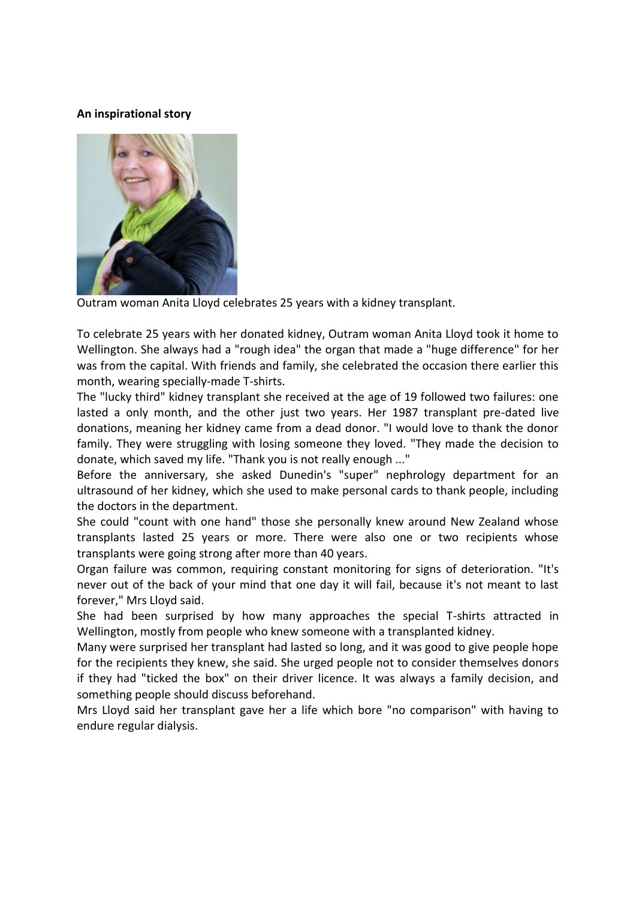**An inspirational story**

Outram woman Anita Lloyd celebrates 25 years with a kidney transplant.

To celebrate 25 years with her donated kidney, Outram woman Anita Lloyd took it home to Wellington. She always had a "rough idea" the organ that made a "huge difference" for her was from the capital. With friends and family, she celebrated the occasion there earlier this month, wearing specially-made T-shirts.

The "lucky third" kidney transplant she received at the age of 19 followed two failures: one lasted a only month, and the other just two years. Her 1987 transplant pre-dated live donations, meaning her kidney came from a dead donor. "I would love to thank the donor family. They were struggling with losing someone they loved. "They made the decision to donate, which saved my life. "Thank you is not really enough ..."

Before the anniversary, she asked Dunedin's "super" nephrology department for an ultrasound of her kidney, which she used to make personal cards to thank people, including the doctors in the department.

She could "count with one hand" those she personally knew around New Zealand whose transplants lasted 25 years or more. There were also one or two recipients whose transplants were going strong after more than 40 years.

Organ failure was common, requiring constant monitoring for signs of deterioration. "It's never out of the back of your mind that one day it will fail, because it's not meant to last forever," Mrs Lloyd said.

She had been surprised by how many approaches the special T-shirts attracted in Wellington, mostly from people who knew someone with a transplanted kidney.

Many were surprised her transplant had lasted so long, and it was good to give people hope for the recipients they knew, she said. She urged people not to consider themselves donors if they had "ticked the box" on their driver licence. It was always a family decision, and something people should discuss beforehand.

Mrs Lloyd said her transplant gave her a life which bore "no comparison" with having to endure regular dialysis.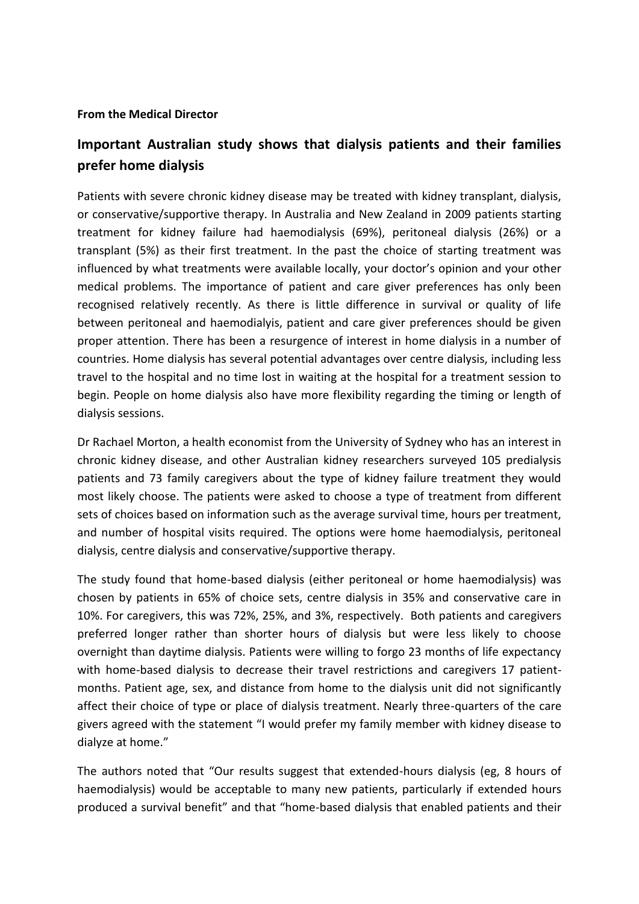**From the Medical Director**

## Important Australian study shows that dialysis patients and their families prefer home dialysis

Patients with severe chronic kidney disease may be treated with kidney transplant, dialysis, or conservative/supportive therapy. In Australia and New Zealand in 2009 patients starting treatment for kidney failure had haemodialysis (69%), peritoneal dialysis (26%) or a transplant (5%) as their first treatment. In the past the choice of starting treatment was influenced by what treatments were available locally, your doctor's opinion and your other medical problems. The importance of patient and care giver preferences has only been recognised relatively recently. As there is little difference in survival or quality of life between peritoneal and haemodialyis, patient and care giver preferences should be given proper attention. There has been a resurgence of interest in home dialysis in a number of countries. Home dialysis has several potential advantages over centre dialysis, including less travel to the hospital and no time lost in waiting at the hospital for a treatment session to begin. People on home dialysis also have more flexibility regarding the timing or length of dialysis sessions.

Dr Rachael Morton, a health economist from the University of Sydney who has an interest in chronic kidney disease, and other Australian kidney researchers surveyed 105 predialysis patients and 73 family caregivers about the type of kidney failure treatment they would most likely choose. The patients were asked to choose a type of treatment from different sets of choices based on information such as the average survival time, hours per treatment, and number of hospital visits required. The options were home haemodialysis, peritoneal dialysis, centre dialysis and conservative/supportive therapy.

The study found that home-based dialysis (either peritoneal or home haemodialysis) was chosen by patients in 65% of choice sets, centre dialysis in 35% and conservative care in 10%. For caregivers, this was 72%, 25%, and 3%, respectively. Both patients and caregivers preferred longer rather than shorter hours of dialysis but were less likely to choose overnight than daytime dialysis. Patients were willing to forgo 23 months of life expectancy with home-based dialysis to decrease their travel restrictions and caregivers 17 patient-months. Patient age, sex, and distance from home to the dialysis unit did not significantly affect their choice of type or place of dialysis treatment. Nearly three-quarters of the care givers agreed with the statement "I would prefer my family member with kidney disease to dialyze at home."

The authors noted that "Our results suggest that extended-hours dialysis (eg, 8 hours of haemodialysis) would be acceptable to many new patients, particularly if extended hours produced a survival benefit" and that "home-based dialysis that enabled patients and their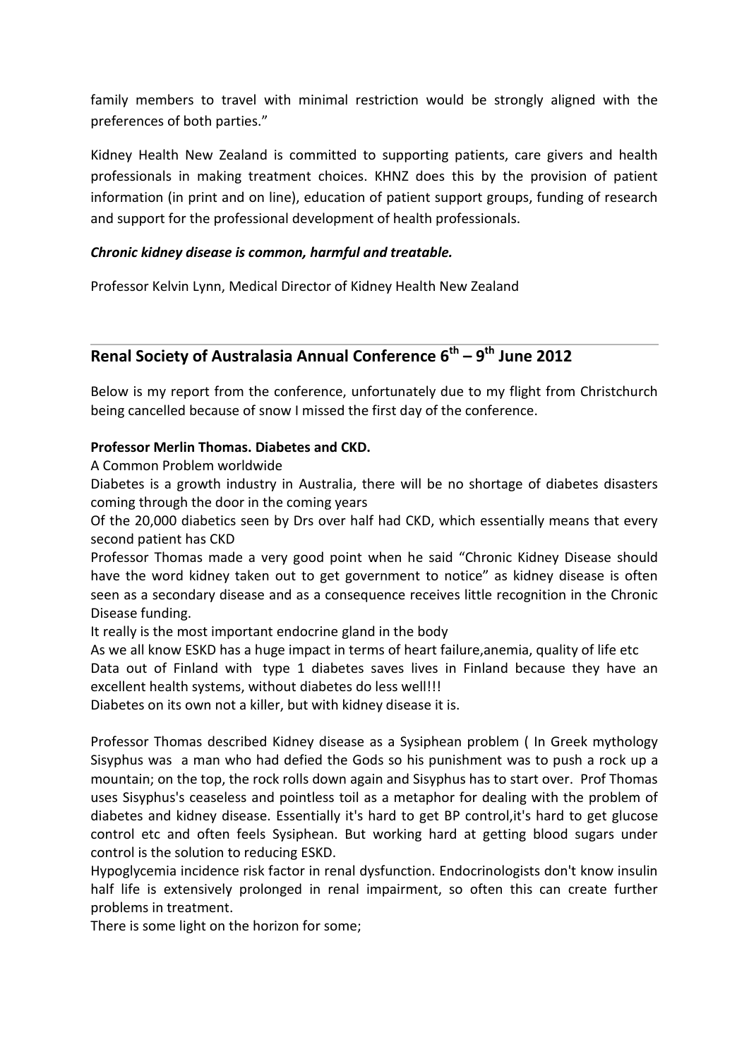family members to travel with minimal restriction would be strongly aligned with the preferences of both parties."

Kidney Health New Zealand is committed to supporting patients, care givers and health professionals in making treatment choices. KHNZ does this by the provision of patient information (in print and on line), education of patient support groups, funding of research and support for the professional development of health professionals.

***Chronic kidney disease is common, harmful and treatable.***

Professor Kelvin Lynn, Medical Director of Kidney Health New Zealand

---

## Renal Society of Australasia Annual Conference 6th – 9th June 2012

Below is my report from the conference, unfortunately due to my flight from Christchurch being cancelled because of snow I missed the first day of the conference.

**Professor Merlin Thomas. Diabetes and CKD.**

A Common Problem worldwide

Diabetes is a growth industry in Australia, there will be no shortage of diabetes disasters coming through the door in the coming years

Of the 20,000 diabetics seen by Drs over half had CKD, which essentially means that every second patient has CKD

Professor Thomas made a very good point when he said "Chronic Kidney Disease should have the word kidney taken out to get government to notice" as kidney disease is often seen as a secondary disease and as a consequence receives little recognition in the Chronic Disease funding.

It really is the most important endocrine gland in the body

As we all know ESKD has a huge impact in terms of heart failure,anemia, quality of life etc

Data out of Finland with type 1 diabetes saves lives in Finland because they have an excellent health systems, without diabetes do less well!!!

Diabetes on its own not a killer, but with kidney disease it is.

Professor Thomas described Kidney disease as a Sysiphean problem ( In Greek mythology Sisyphus was a man who had defied the Gods so his punishment was to push a rock up a mountain; on the top, the rock rolls down again and Sisyphus has to start over. Prof Thomas uses Sisyphus's ceaseless and pointless toil as a metaphor for dealing with the problem of diabetes and kidney disease. Essentially it's hard to get BP control,it's hard to get glucose control etc and often feels Sysiphean. But working hard at getting blood sugars under control is the solution to reducing ESKD.

Hypoglycemia incidence risk factor in renal dysfunction. Endocrinologists don't know insulin half life is extensively prolonged in renal impairment, so often this can create further problems in treatment.

There is some light on the horizon for some;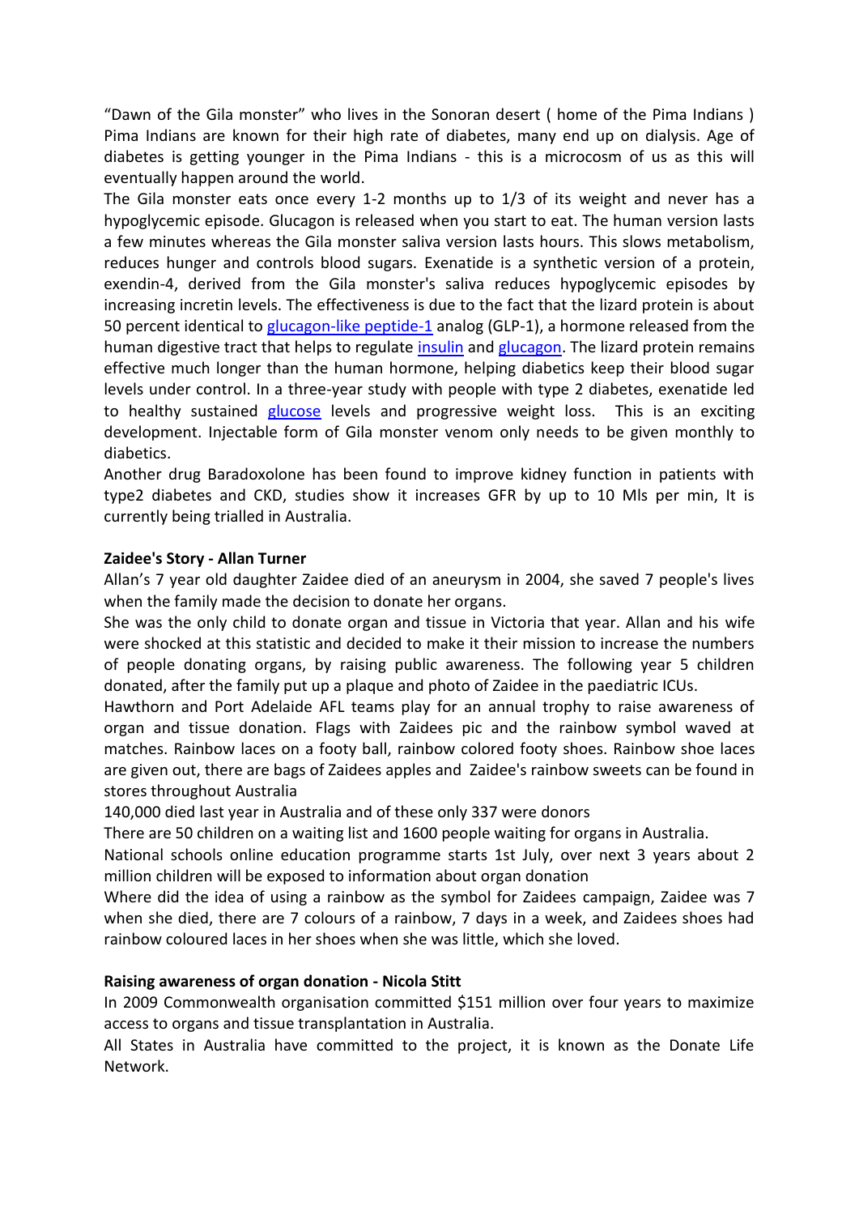"Dawn of the Gila monster" who lives in the Sonoran desert ( home of the Pima Indians ) Pima Indians are known for their high rate of diabetes, many end up on dialysis. Age of diabetes is getting younger in the Pima Indians - this is a microcosm of us as this will eventually happen around the world.

The Gila monster eats once every 1-2 months up to 1/3 of its weight and never has a hypoglycemic episode. Glucagon is released when you start to eat. The human version lasts a few minutes whereas the Gila monster saliva version lasts hours. This slows metabolism, reduces hunger and controls blood sugars. Exenatide is a synthetic version of a protein, exendin-4, derived from the Gila monster's saliva reduces hypoglycemic episodes by increasing incretin levels. The effectiveness is due to the fact that the lizard protein is about 50 percent identical to glucagon-like peptide-1 analog (GLP-1), a hormone released from the human digestive tract that helps to regulate insulin and glucagon. The lizard protein remains effective much longer than the human hormone, helping diabetics keep their blood sugar levels under control. In a three-year study with people with type 2 diabetes, exenatide led to healthy sustained glucose levels and progressive weight loss. This is an exciting development. Injectable form of Gila monster venom only needs to be given monthly to diabetics.

Another drug Baradoxolone has been found to improve kidney function in patients with type2 diabetes and CKD, studies show it increases GFR by up to 10 Mls per min, It is currently being trialled in Australia.

**Zaidee's Story - Allan Turner**

Allan's 7 year old daughter Zaidee died of an aneurysm in 2004, she saved 7 people's lives when the family made the decision to donate her organs.

She was the only child to donate organ and tissue in Victoria that year. Allan and his wife were shocked at this statistic and decided to make it their mission to increase the numbers of people donating organs, by raising public awareness. The following year 5 children donated, after the family put up a plaque and photo of Zaidee in the paediatric ICUs.

Hawthorn and Port Adelaide AFL teams play for an annual trophy to raise awareness of organ and tissue donation. Flags with Zaidees pic and the rainbow symbol waved at matches. Rainbow laces on a footy ball, rainbow colored footy shoes. Rainbow shoe laces are given out, there are bags of Zaidees apples and Zaidee's rainbow sweets can be found in stores throughout Australia

140,000 died last year in Australia and of these only 337 were donors

There are 50 children on a waiting list and 1600 people waiting for organs in Australia.

National schools online education programme starts 1st July, over next 3 years about 2 million children will be exposed to information about organ donation

Where did the idea of using a rainbow as the symbol for Zaidees campaign, Zaidee was 7 when she died, there are 7 colours of a rainbow, 7 days in a week, and Zaidees shoes had rainbow coloured laces in her shoes when she was little, which she loved.

**Raising awareness of organ donation - Nicola Stitt**

In 2009 Commonwealth organisation committed $151 million over four years to maximize access to organs and tissue transplantation in Australia.

All States in Australia have committed to the project, it is known as the Donate Life Network.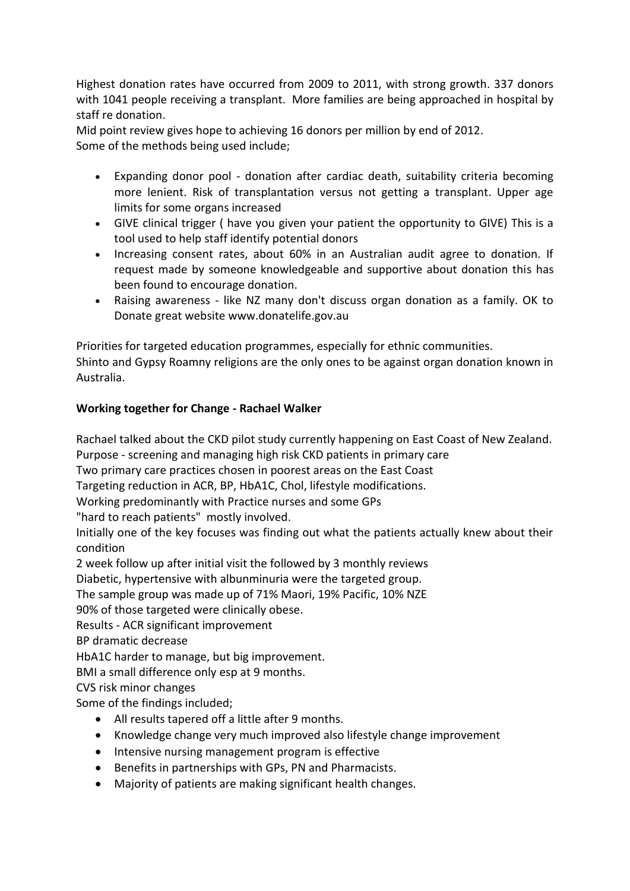Highest donation rates have occurred from 2009 to 2011, with strong growth. 337 donors with 1041 people receiving a transplant. More families are being approached in hospital by staff re donation.

Mid point review gives hope to achieving 16 donors per million by end of 2012.

Some of the methods being used include;

- Expanding donor pool - donation after cardiac death, suitability criteria becoming more lenient. Risk of transplantation versus not getting a transplant. Upper age limits for some organs increased
- GIVE clinical trigger ( have you given your patient the opportunity to GIVE) This is a tool used to help staff identify potential donors
- Increasing consent rates, about 60% in an Australian audit agree to donation. If request made by someone knowledgeable and supportive about donation this has been found to encourage donation.
- Raising awareness - like NZ many don't discuss organ donation as a family. OK to Donate great website www.donatelife.gov.au

Priorities for targeted education programmes, especially for ethnic communities.

Shinto and Gypsy Roamny religions are the only ones to be against organ donation known in Australia.

**Working together for Change - Rachael Walker**

Rachael talked about the CKD pilot study currently happening on East Coast of New Zealand.

Purpose - screening and managing high risk CKD patients in primary care

Two primary care practices chosen in poorest areas on the East Coast

Targeting reduction in ACR, BP, HbA1C, Chol, lifestyle modifications.

Working predominantly with Practice nurses and some GPs

"hard to reach patients" mostly involved.

Initially one of the key focuses was finding out what the patients actually knew about their condition

2 week follow up after initial visit the followed by 3 monthly reviews

Diabetic, hypertensive with albunminuria were the targeted group.

The sample group was made up of 71% Maori, 19% Pacific, 10% NZE

90% of those targeted were clinically obese.

Results - ACR significant improvement

BP dramatic decrease

HbA1C harder to manage, but big improvement.

BMI a small difference only esp at 9 months.

CVS risk minor changes

Some of the findings included;

- All results tapered off a little after 9 months.
- Knowledge change very much improved also lifestyle change improvement
- Intensive nursing management program is effective
- Benefits in partnerships with GPs, PN and Pharmacists.
- Majority of patients are making significant health changes.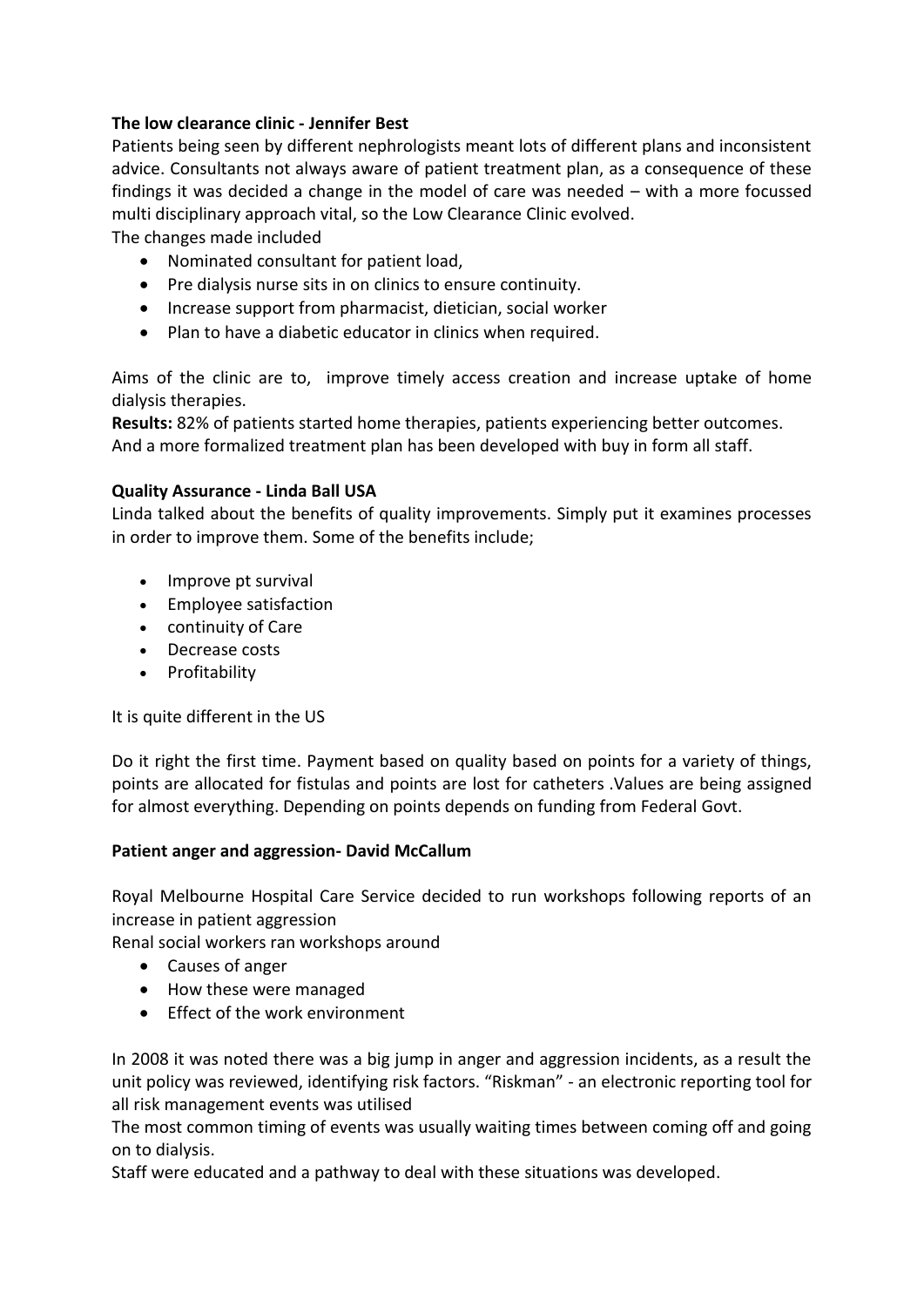**The low clearance clinic - Jennifer Best**

Patients being seen by different nephrologists meant lots of different plans and inconsistent advice. Consultants not always aware of patient treatment plan, as a consequence of these findings it was decided a change in the model of care was needed – with a more focussed multi disciplinary approach vital, so the Low Clearance Clinic evolved.

The changes made included

- Nominated consultant for patient load,
- Pre dialysis nurse sits in on clinics to ensure continuity.
- Increase support from pharmacist, dietician, social worker
- Plan to have a diabetic educator in clinics when required.

Aims of the clinic are to, improve timely access creation and increase uptake of home dialysis therapies.

**Results:** 82% of patients started home therapies, patients experiencing better outcomes. And a more formalized treatment plan has been developed with buy in form all staff.

**Quality Assurance - Linda Ball USA**

Linda talked about the benefits of quality improvements. Simply put it examines processes in order to improve them. Some of the benefits include;

- Improve pt survival
- Employee satisfaction
- continuity of Care
- Decrease costs
- Profitability

It is quite different in the US

Do it right the first time. Payment based on quality based on points for a variety of things, points are allocated for fistulas and points are lost for catheters .Values are being assigned for almost everything. Depending on points depends on funding from Federal Govt.

**Patient anger and aggression- David McCallum**

Royal Melbourne Hospital Care Service decided to run workshops following reports of an increase in patient aggression

Renal social workers ran workshops around

- Causes of anger
- How these were managed
- Effect of the work environment

In 2008 it was noted there was a big jump in anger and aggression incidents, as a result the unit policy was reviewed, identifying risk factors. "Riskman" - an electronic reporting tool for all risk management events was utilised

The most common timing of events was usually waiting times between coming off and going on to dialysis.

Staff were educated and a pathway to deal with these situations was developed.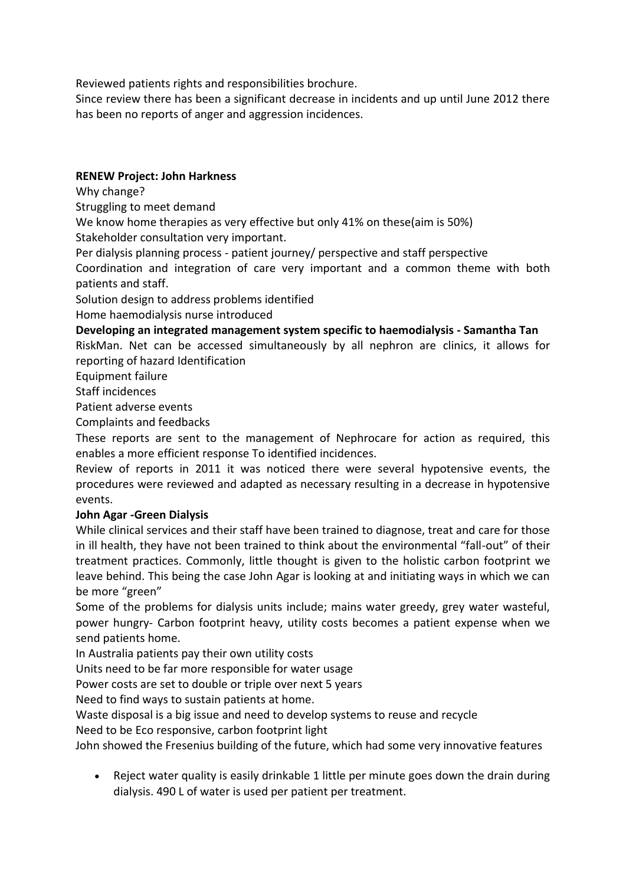Reviewed patients rights and responsibilities brochure.

Since review there has been a significant decrease in incidents and up until June 2012 there has been no reports of anger and aggression incidences.

**RENEW Project: John Harkness**

Why change?

Struggling to meet demand

We know home therapies as very effective but only 41% on these(aim is 50%)

Stakeholder consultation very important.

Per dialysis planning process - patient journey/ perspective and staff perspective

Coordination and integration of care very important and a common theme with both patients and staff.

Solution design to address problems identified

Home haemodialysis nurse introduced

**Developing an integrated management system specific to haemodialysis - Samantha Tan**

RiskMan. Net can be accessed simultaneously by all nephron are clinics, it allows for reporting of hazard Identification

Equipment failure

Staff incidences

Patient adverse events

Complaints and feedbacks

These reports are sent to the management of Nephrocare for action as required, this enables a more efficient response To identified incidences.

Review of reports in 2011 it was noticed there were several hypotensive events, the procedures were reviewed and adapted as necessary resulting in a decrease in hypotensive events.

**John Agar -Green Dialysis**

While clinical services and their staff have been trained to diagnose, treat and care for those in ill health, they have not been trained to think about the environmental "fall-out" of their treatment practices. Commonly, little thought is given to the holistic carbon footprint we leave behind. This being the case John Agar is looking at and initiating ways in which we can be more "green"

Some of the problems for dialysis units include; mains water greedy, grey water wasteful, power hungry- Carbon footprint heavy, utility costs becomes a patient expense when we send patients home.

In Australia patients pay their own utility costs

Units need to be far more responsible for water usage

Power costs are set to double or triple over next 5 years

Need to find ways to sustain patients at home.

Waste disposal is a big issue and need to develop systems to reuse and recycle

Need to be Eco responsive, carbon footprint light

John showed the Fresenius building of the future, which had some very innovative features

- Reject water quality is easily drinkable 1 little per minute goes down the drain during dialysis. 490 L of water is used per patient per treatment.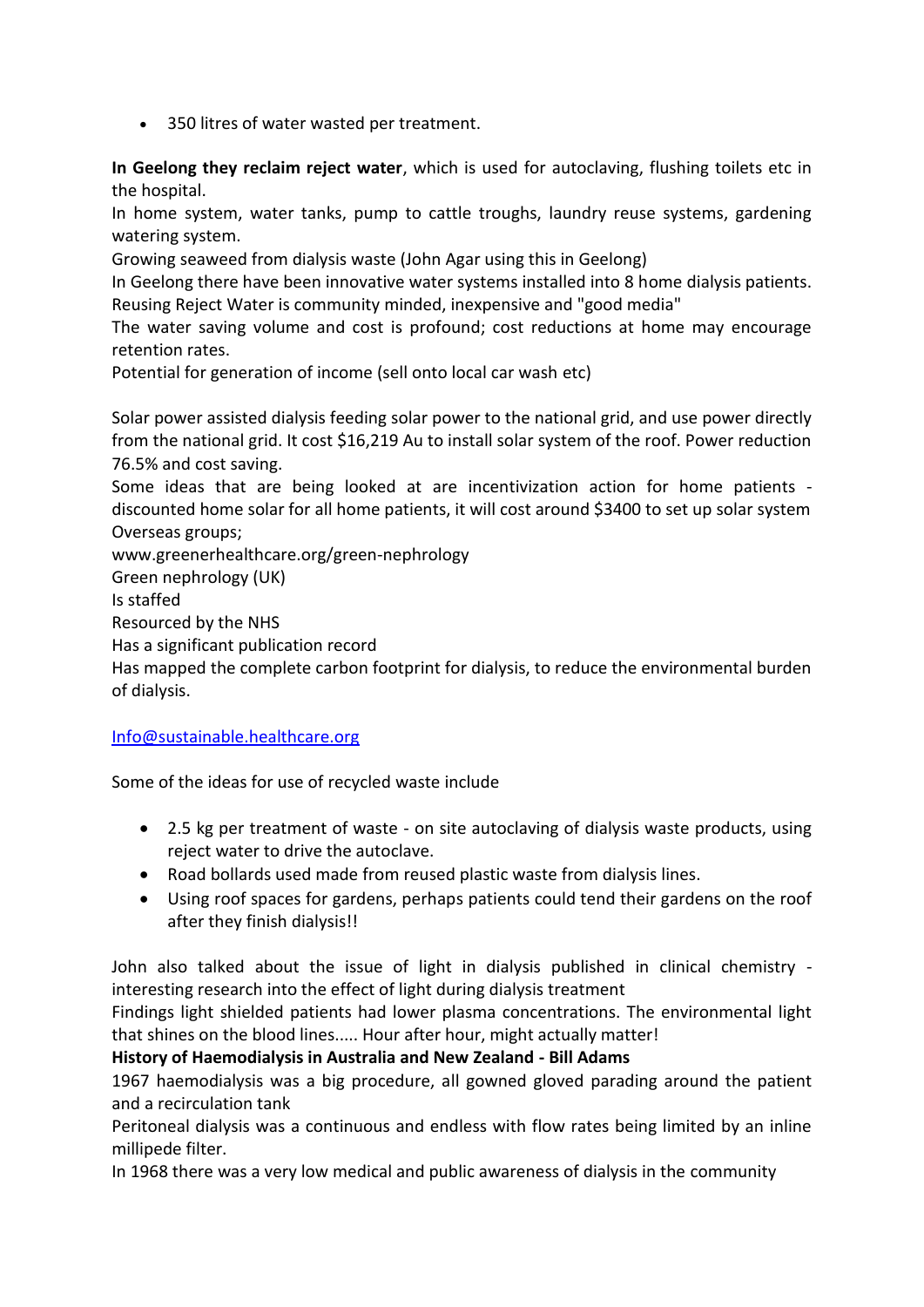- 350 litres of water wasted per treatment.

**In Geelong they reclaim reject water**, which is used for autoclaving, flushing toilets etc in the hospital.
In home system, water tanks, pump to cattle troughs, laundry reuse systems, gardening watering system.
Growing seaweed from dialysis waste (John Agar using this in Geelong)
In Geelong there have been innovative water systems installed into 8 home dialysis patients.
Reusing Reject Water is community minded, inexpensive and "good media"
The water saving volume and cost is profound; cost reductions at home may encourage retention rates.
Potential for generation of income (sell onto local car wash etc)

Solar power assisted dialysis feeding solar power to the national grid, and use power directly from the national grid. It cost $16,219 Au to install solar system of the roof. Power reduction 76.5% and cost saving.
Some ideas that are being looked at are incentivization action for home patients - discounted home solar for all home patients, it will cost around $3400 to set up solar system
Overseas groups;
www.greenerhealthcare.org/green-nephrology
Green nephrology (UK)
Is staffed
Resourced by the NHS
Has a significant publication record
Has mapped the complete carbon footprint for dialysis, to reduce the environmental burden of dialysis.

[Info@sustainable.healthcare.org](mailto:Info@sustainable.healthcare.org)

Some of the ideas for use of recycled waste include

- 2.5 kg per treatment of waste - on site autoclaving of dialysis waste products, using reject water to drive the autoclave.
- Road bollards used made from reused plastic waste from dialysis lines.
- Using roof spaces for gardens, perhaps patients could tend their gardens on the roof after they finish dialysis!!

John also talked about the issue of light in dialysis published in clinical chemistry - interesting research into the effect of light during dialysis treatment
Findings light shielded patients had lower plasma concentrations. The environmental light that shines on the blood lines..... Hour after hour, might actually matter!

**History of Haemodialysis in Australia and New Zealand - Bill Adams**

1967 haemodialysis was a big procedure, all gowned gloved parading around the patient and a recirculation tank
Peritoneal dialysis was a continuous and endless with flow rates being limited by an inline millipede filter.
In 1968 there was a very low medical and public awareness of dialysis in the community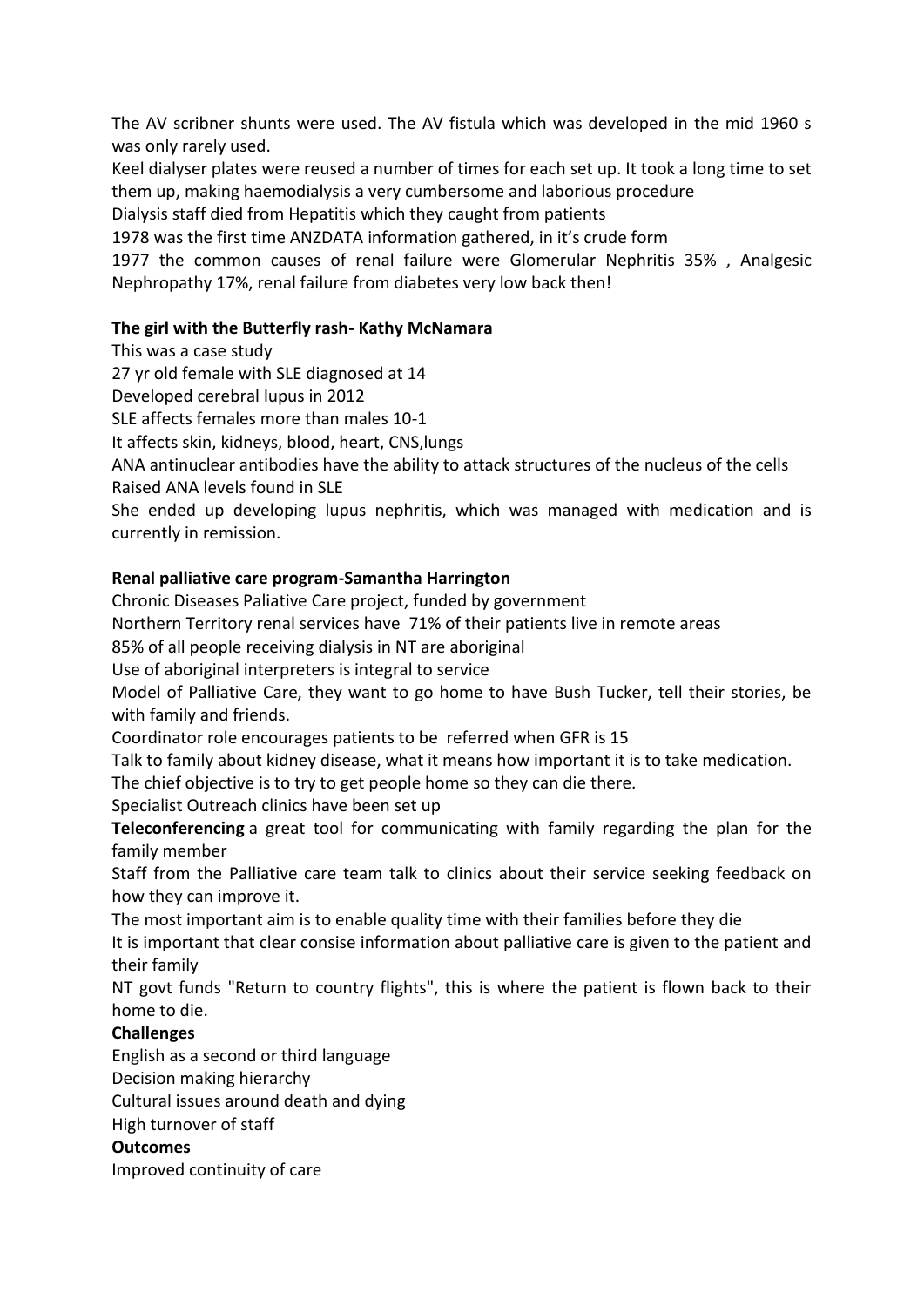The AV scribner shunts were used. The AV fistula which was developed in the mid 1960 s was only rarely used.

Keel dialyser plates were reused a number of times for each set up. It took a long time to set them up, making haemodialysis a very cumbersome and laborious procedure

Dialysis staff died from Hepatitis which they caught from patients

1978 was the first time ANZDATA information gathered, in it's crude form

1977 the common causes of renal failure were Glomerular Nephritis 35% , Analgesic Nephropathy 17%, renal failure from diabetes very low back then!

**The girl with the Butterfly rash- Kathy McNamara**

This was a case study

27 yr old female with SLE diagnosed at 14

Developed cerebral lupus in 2012

SLE affects females more than males 10-1

It affects skin, kidneys, blood, heart, CNS,lungs

ANA antinuclear antibodies have the ability to attack structures of the nucleus of the cells

Raised ANA levels found in SLE

She ended up developing lupus nephritis, which was managed with medication and is currently in remission.

**Renal palliative care program-Samantha Harrington**

Chronic Diseases Paliative Care project, funded by government

Northern Territory renal services have 71% of their patients live in remote areas

85% of all people receiving dialysis in NT are aboriginal

Use of aboriginal interpreters is integral to service

Model of Palliative Care, they want to go home to have Bush Tucker, tell their stories, be with family and friends.

Coordinator role encourages patients to be referred when GFR is 15

Talk to family about kidney disease, what it means how important it is to take medication.

The chief objective is to try to get people home so they can die there.

Specialist Outreach clinics have been set up

**Teleconferencing** a great tool for communicating with family regarding the plan for the family member

Staff from the Palliative care team talk to clinics about their service seeking feedback on how they can improve it.

The most important aim is to enable quality time with their families before they die

It is important that clear consise information about palliative care is given to the patient and their family

NT govt funds "Return to country flights", this is where the patient is flown back to their home to die.

**Challenges**

English as a second or third language

Decision making hierarchy

Cultural issues around death and dying

High turnover of staff

**Outcomes**

Improved continuity of care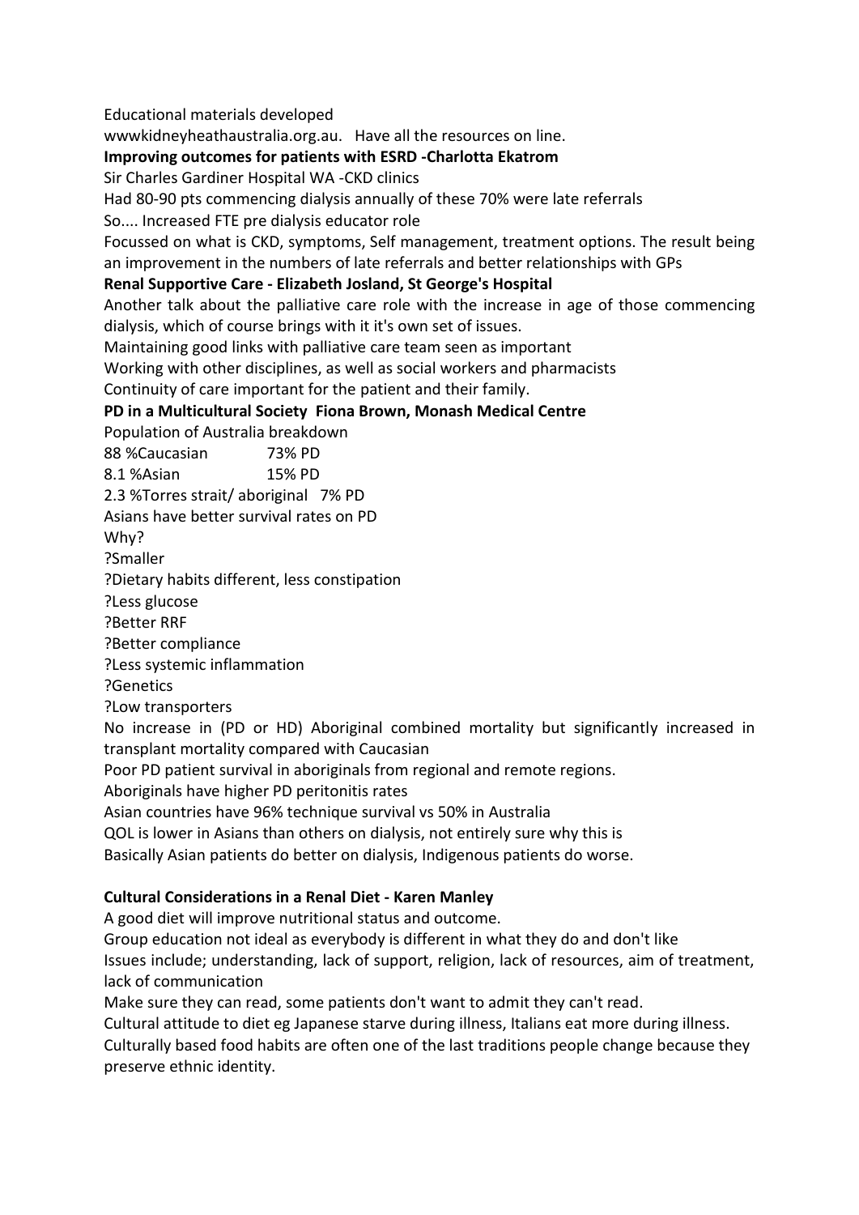Educational materials developed

wwwkidneyheathaustralia.org.au. Have all the resources on line.

**Improving outcomes for patients with ESRD -Charlotta Ekatrom**

Sir Charles Gardiner Hospital WA -CKD clinics

Had 80-90 pts commencing dialysis annually of these 70% were late referrals

So.... Increased FTE pre dialysis educator role

Focussed on what is CKD, symptoms, Self management, treatment options. The result being an improvement in the numbers of late referrals and better relationships with GPs

**Renal Supportive Care - Elizabeth Josland, St George's Hospital**

Another talk about the palliative care role with the increase in age of those commencing dialysis, which of course brings with it it's own set of issues.

Maintaining good links with palliative care team seen as important

Working with other disciplines, as well as social workers and pharmacists

Continuity of care important for the patient and their family.

**PD in a Multicultural Society Fiona Brown, Monash Medical Centre**

Population of Australia breakdown

| | |
|---|---|
| 88 %Caucasian | 73% PD |
| 8.1 %Asian | 15% PD |
| 2.3 %Torres strait/ aboriginal | 7% PD |

Asians have better survival rates on PD

Why?

?Smaller

?Dietary habits different, less constipation

?Less glucose

?Better RRF

?Better compliance

?Less systemic inflammation

?Genetics

?Low transporters

No increase in (PD or HD) Aboriginal combined mortality but significantly increased in transplant mortality compared with Caucasian

Poor PD patient survival in aboriginals from regional and remote regions.

Aboriginals have higher PD peritonitis rates

Asian countries have 96% technique survival vs 50% in Australia

QOL is lower in Asians than others on dialysis, not entirely sure why this is

Basically Asian patients do better on dialysis, Indigenous patients do worse.

**Cultural Considerations in a Renal Diet - Karen Manley**

A good diet will improve nutritional status and outcome.

Group education not ideal as everybody is different in what they do and don't like

Issues include; understanding, lack of support, religion, lack of resources, aim of treatment, lack of communication

Make sure they can read, some patients don't want to admit they can't read.

Cultural attitude to diet eg Japanese starve during illness, Italians eat more during illness.

Culturally based food habits are often one of the last traditions people change because they preserve ethnic identity.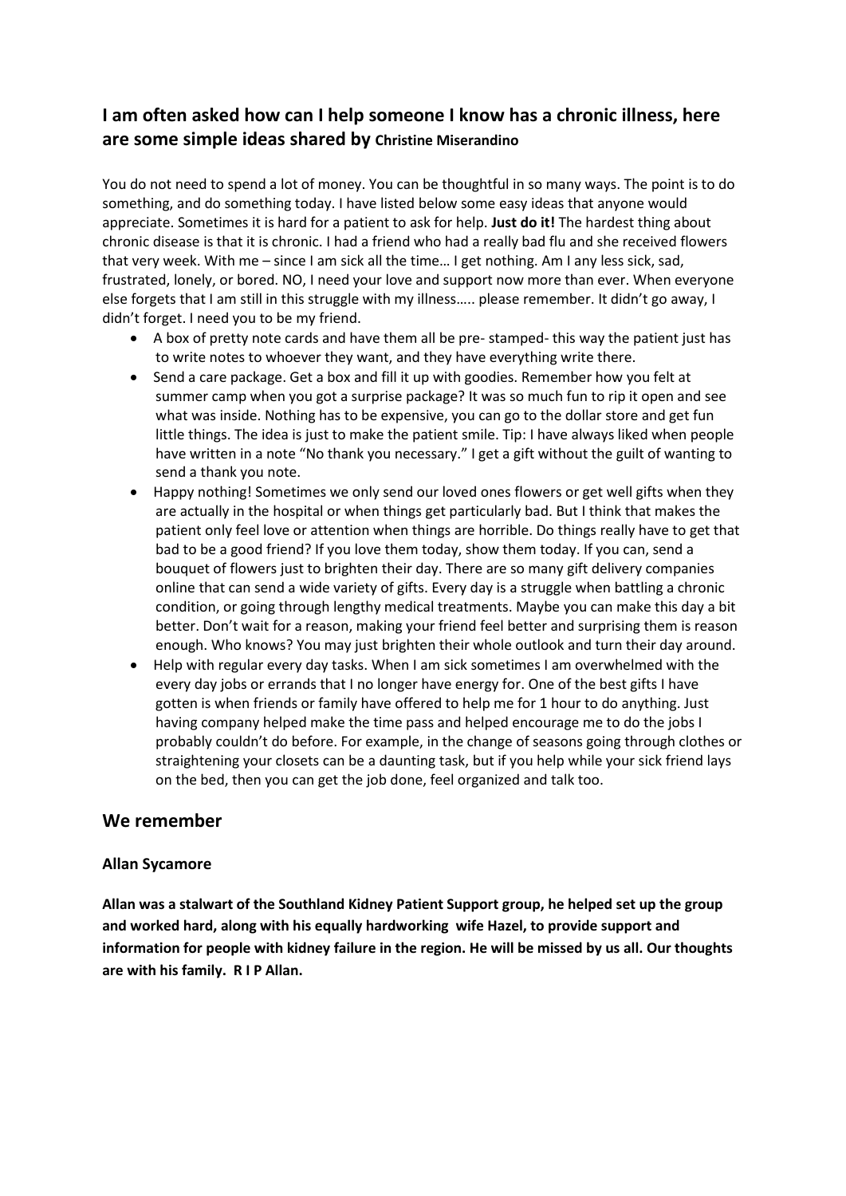## I am often asked how can I help someone I know has a chronic illness, here are some simple ideas shared by Christine Miserandino

You do not need to spend a lot of money. You can be thoughtful in so many ways. The point is to do something, and do something today. I have listed below some easy ideas that anyone would appreciate. Sometimes it is hard for a patient to ask for help. **Just do it!** The hardest thing about chronic disease is that it is chronic. I had a friend who had a really bad flu and she received flowers that very week. With me – since I am sick all the time… I get nothing. Am I any less sick, sad, frustrated, lonely, or bored. NO, I need your love and support now more than ever. When everyone else forgets that I am still in this struggle with my illness….. please remember. It didn't go away, I didn't forget. I need you to be my friend.

- A box of pretty note cards and have them all be pre- stamped- this way the patient just has to write notes to whoever they want, and they have everything write there.
- Send a care package. Get a box and fill it up with goodies. Remember how you felt at summer camp when you got a surprise package? It was so much fun to rip it open and see what was inside. Nothing has to be expensive, you can go to the dollar store and get fun little things. The idea is just to make the patient smile. Tip: I have always liked when people have written in a note "No thank you necessary." I get a gift without the guilt of wanting to send a thank you note.
- Happy nothing! Sometimes we only send our loved ones flowers or get well gifts when they are actually in the hospital or when things get particularly bad. But I think that makes the patient only feel love or attention when things are horrible. Do things really have to get that bad to be a good friend? If you love them today, show them today. If you can, send a bouquet of flowers just to brighten their day. There are so many gift delivery companies online that can send a wide variety of gifts. Every day is a struggle when battling a chronic condition, or going through lengthy medical treatments. Maybe you can make this day a bit better. Don't wait for a reason, making your friend feel better and surprising them is reason enough. Who knows? You may just brighten their whole outlook and turn their day around.
- Help with regular every day tasks. When I am sick sometimes I am overwhelmed with the every day jobs or errands that I no longer have energy for. One of the best gifts I have gotten is when friends or family have offered to help me for 1 hour to do anything. Just having company helped make the time pass and helped encourage me to do the jobs I probably couldn't do before. For example, in the change of seasons going through clothes or straightening your closets can be a daunting task, but if you help while your sick friend lays on the bed, then you can get the job done, feel organized and talk too.

## We remember

### Allan Sycamore

**Allan was a stalwart of the Southland Kidney Patient Support group, he helped set up the group and worked hard, along with his equally hardworking wife Hazel, to provide support and information for people with kidney failure in the region. He will be missed by us all. Our thoughts are with his family. R I P Allan.**